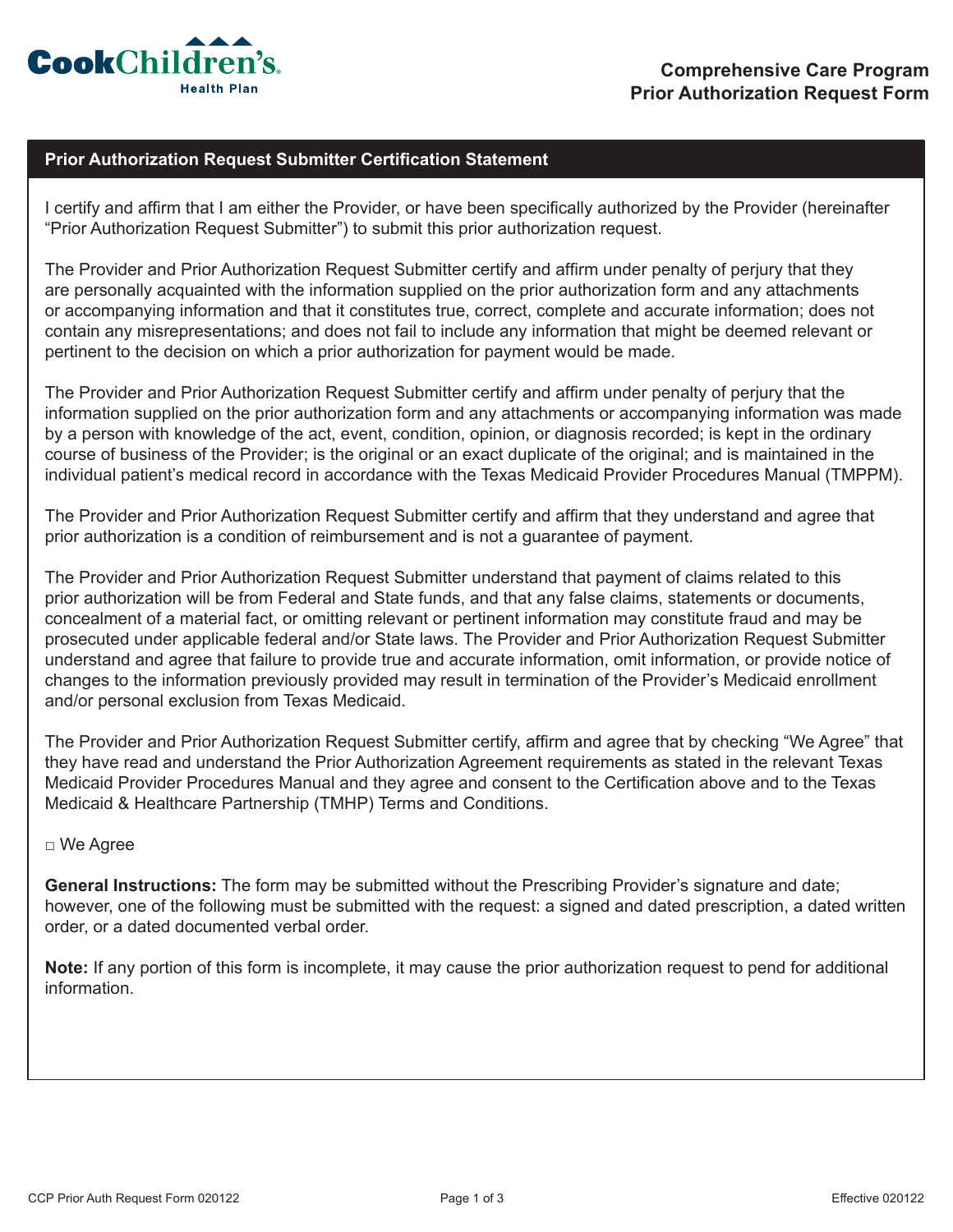Cook Children's Health Plan

# Comprehensive Care Program
# Prior Authorization Request Form

## Prior Authorization Request Submitter Certification Statement

I certify and affirm that I am either the Provider, or have been specifically authorized by the Provider (hereinafter "Prior Authorization Request Submitter") to submit this prior authorization request.

The Provider and Prior Authorization Request Submitter certify and affirm under penalty of perjury that they are personally acquainted with the information supplied on the prior authorization form and any attachments or accompanying information and that it constitutes true, correct, complete and accurate information; does not contain any misrepresentations; and does not fail to include any information that might be deemed relevant or pertinent to the decision on which a prior authorization for payment would be made.

The Provider and Prior Authorization Request Submitter certify and affirm under penalty of perjury that the information supplied on the prior authorization form and any attachments or accompanying information was made by a person with knowledge of the act, event, condition, opinion, or diagnosis recorded; is kept in the ordinary course of business of the Provider; is the original or an exact duplicate of the original; and is maintained in the individual patient's medical record in accordance with the Texas Medicaid Provider Procedures Manual (TMPPM).

The Provider and Prior Authorization Request Submitter certify and affirm that they understand and agree that prior authorization is a condition of reimbursement and is not a guarantee of payment.

The Provider and Prior Authorization Request Submitter understand that payment of claims related to this prior authorization will be from Federal and State funds, and that any false claims, statements or documents, concealment of a material fact, or omitting relevant or pertinent information may constitute fraud and may be prosecuted under applicable federal and/or State laws. The Provider and Prior Authorization Request Submitter understand and agree that failure to provide true and accurate information, omit information, or provide notice of changes to the information previously provided may result in termination of the Provider's Medicaid enrollment and/or personal exclusion from Texas Medicaid.

The Provider and Prior Authorization Request Submitter certify, affirm and agree that by checking "We Agree" that they have read and understand the Prior Authorization Agreement requirements as stated in the relevant Texas Medicaid Provider Procedures Manual and they agree and consent to the Certification above and to the Texas Medicaid & Healthcare Partnership (TMHP) Terms and Conditions.

□ We Agree

**General Instructions:** The form may be submitted without the Prescribing Provider's signature and date; however, one of the following must be submitted with the request: a signed and dated prescription, a dated written order, or a dated documented verbal order.

**Note:** If any portion of this form is incomplete, it may cause the prior authorization request to pend for additional information.

CCP Prior Auth Request Form 020122

Effective 020122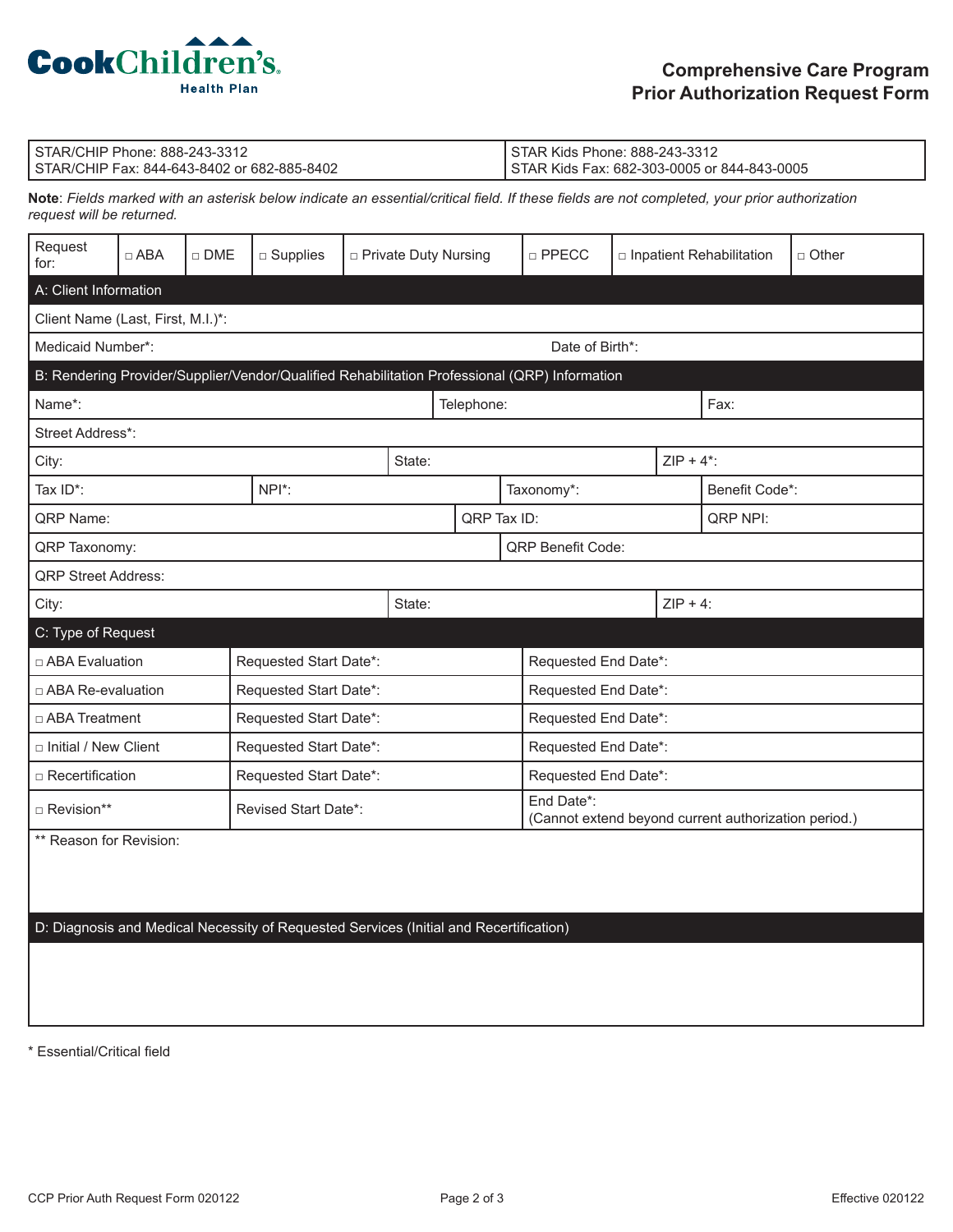Cook Children's Health Plan

# Comprehensive Care Program
# Prior Authorization Request Form

| STAR/CHIP Phone: 888-243-3312<br>STAR/CHIP Fax: 844-643-8402 or 682-885-8402 | STAR Kids Phone: 888-243-3312<br>STAR Kids Fax: 682-303-0005 or 844-843-0005 |
|---|---|

**Note**: *Fields marked with an asterisk below indicate an essential/critical field. If these fields are not completed, your prior authorization request will be returned.*

| Request for: | □ ABA | □ DME | □ Supplies | □ Private Duty Nursing | □ PPECC | □ Inpatient Rehabilitation | □ Other |
|---|---|---|---|---|---|---|---|

## A: Client Information

| Client Name (Last, First, M.I.)*: | |
|---|---|
| Medicaid Number*: | Date of Birth*: |

## B: Rendering Provider/Supplier/Vendor/Qualified Rehabilitation Professional (QRP) Information

| Name*: | | Telephone: | Fax: |
|---|---|---|---|
| Street Address*: | | | |
| City: | State: | | ZIP + 4*: |
| Tax ID*: | NPI*: | Taxonomy*: | Benefit Code*: |
| QRP Name: | | QRP Tax ID: | QRP NPI: |
| QRP Taxonomy: | | QRP Benefit Code: | |
| QRP Street Address: | | | |
| City: | State: | | ZIP + 4: |

## C: Type of Request

| Type | Start Date | End Date |
|---|---|---|
| □ ABA Evaluation | Requested Start Date*: | Requested End Date*: |
| □ ABA Re-evaluation | Requested Start Date*: | Requested End Date*: |
| □ ABA Treatment | Requested Start Date*: | Requested End Date*: |
| □ Initial / New Client | Requested Start Date*: | Requested End Date*: |
| □ Recertification | Requested Start Date*: | Requested End Date*: |
| □ Revision** | Revised Start Date*: | End Date*:<br>(Cannot extend beyond current authorization period.) |

** Reason for Revision:

## D: Diagnosis and Medical Necessity of Requested Services (Initial and Recertification)

\* Essential/Critical field

CCP Prior Auth Request Form 020122 — Effective 020122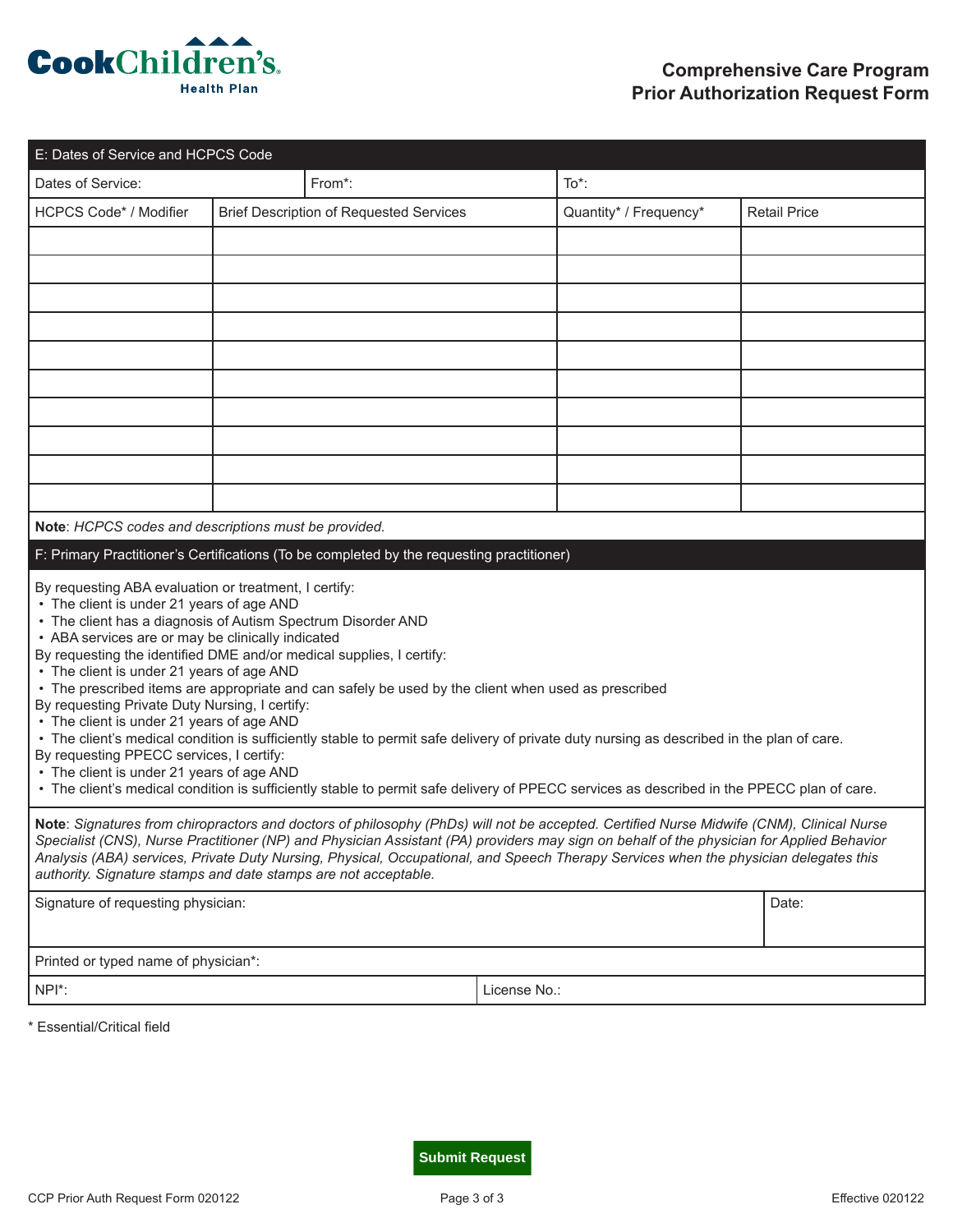CookChildren's Health Plan

## Comprehensive Care Program
## Prior Authorization Request Form

### E: Dates of Service and HCPCS Code

| Dates of Service: | From*: | To*: | |
|---|---|---|---|
| **HCPCS Code* / Modifier** | **Brief Description of Requested Services** | **Quantity* / Frequency*** | **Retail Price** |
| | | | |
| | | | |
| | | | |
| | | | |
| | | | |
| | | | |
| | | | |
| | | | |
| | | | |
| | | | |

**Note**: *HCPCS codes and descriptions must be provided.*

### F: Primary Practitioner's Certifications (To be completed by the requesting practitioner)

By requesting ABA evaluation or treatment, I certify:

- The client is under 21 years of age AND
- The client has a diagnosis of Autism Spectrum Disorder AND
- ABA services are or may be clinically indicated

By requesting the identified DME and/or medical supplies, I certify:

- The client is under 21 years of age AND
- The prescribed items are appropriate and can safely be used by the client when used as prescribed

By requesting Private Duty Nursing, I certify:

- The client is under 21 years of age AND
- The client's medical condition is sufficiently stable to permit safe delivery of private duty nursing as described in the plan of care.

By requesting PPECC services, I certify:

- The client is under 21 years of age AND
- The client's medical condition is sufficiently stable to permit safe delivery of PPECC services as described in the PPECC plan of care.

**Note**: *Signatures from chiropractors and doctors of philosophy (PhDs) will not be accepted. Certified Nurse Midwife (CNM), Clinical Nurse Specialist (CNS), Nurse Practitioner (NP) and Physician Assistant (PA) providers may sign on behalf of the physician for Applied Behavior Analysis (ABA) services, Private Duty Nursing, Physical, Occupational, and Speech Therapy Services when the physician delegates this authority. Signature stamps and date stamps are not acceptable.*

| Signature of requesting physician: | Date: |
|---|---|
| Printed or typed name of physician*: | |
| NPI*: | License No.: |

\* Essential/Critical field

Submit Request